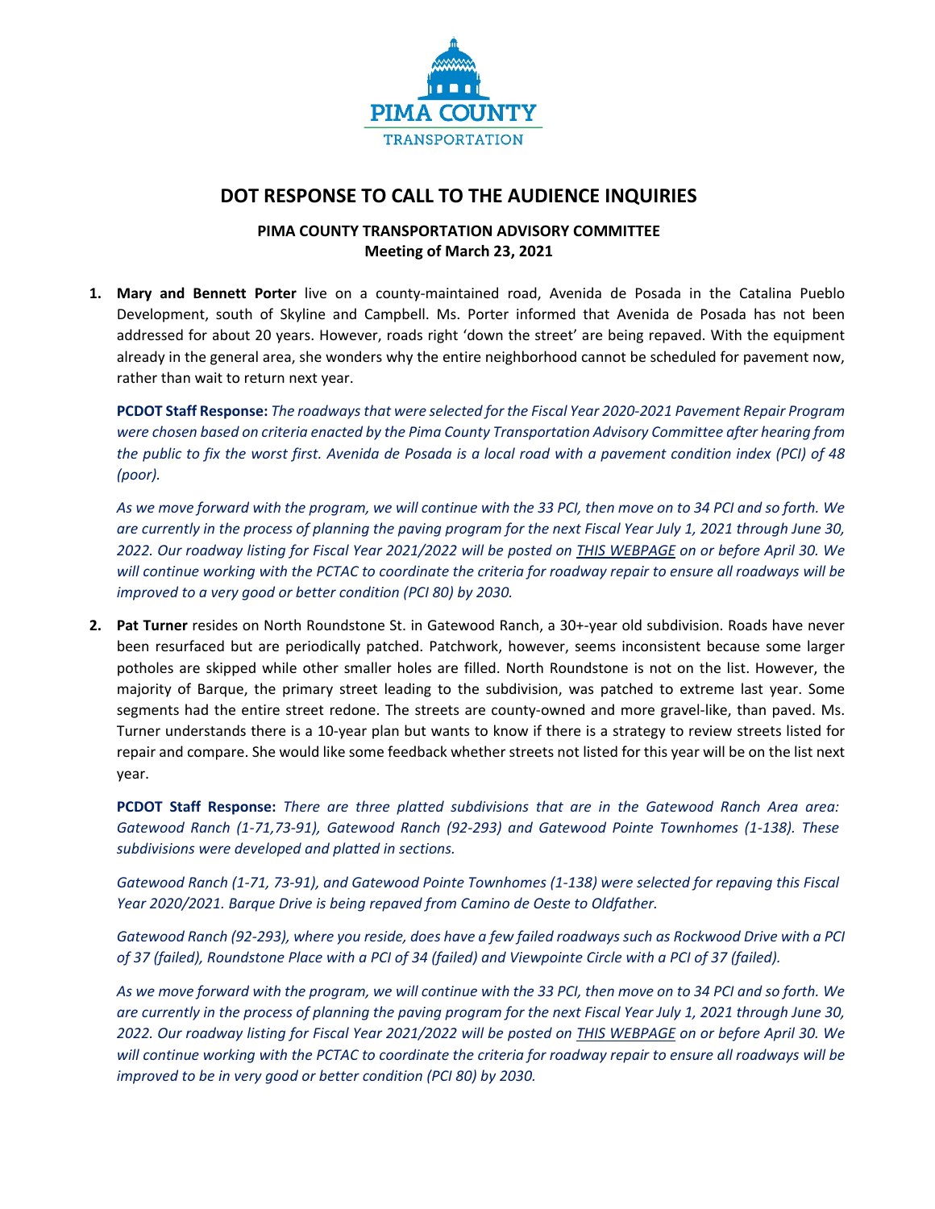PIMA COUNTY
TRANSPORTATION

# DOT RESPONSE TO CALL TO THE AUDIENCE INQUIRIES

**PIMA COUNTY TRANSPORTATION ADVISORY COMMITTEE**
**Meeting of March 23, 2021**

1. **Mary and Bennett Porter** live on a county-maintained road, Avenida de Posada in the Catalina Pueblo Development, south of Skyline and Campbell. Ms. Porter informed that Avenida de Posada has not been addressed for about 20 years. However, roads right 'down the street' are being repaved. With the equipment already in the general area, she wonders why the entire neighborhood cannot be scheduled for pavement now, rather than wait to return next year.

   **PCDOT Staff Response:** *The roadways that were selected for the Fiscal Year 2020-2021 Pavement Repair Program were chosen based on criteria enacted by the Pima County Transportation Advisory Committee after hearing from the public to fix the worst first. Avenida de Posada is a local road with a pavement condition index (PCI) of 48 (poor).*

   *As we move forward with the program, we will continue with the 33 PCI, then move on to 34 PCI and so forth. We are currently in the process of planning the paving program for the next Fiscal Year July 1, 2021 through June 30, 2022. Our roadway listing for Fiscal Year 2021/2022 will be posted on THIS WEBPAGE on or before April 30. We will continue working with the PCTAC to coordinate the criteria for roadway repair to ensure all roadways will be improved to a very good or better condition (PCI 80) by 2030.*

2. **Pat Turner** resides on North Roundstone St. in Gatewood Ranch, a 30+-year old subdivision. Roads have never been resurfaced but are periodically patched. Patchwork, however, seems inconsistent because some larger potholes are skipped while other smaller holes are filled. North Roundstone is not on the list. However, the majority of Barque, the primary street leading to the subdivision, was patched to extreme last year. Some segments had the entire street redone. The streets are county-owned and more gravel-like, than paved. Ms. Turner understands there is a 10-year plan but wants to know if there is a strategy to review streets listed for repair and compare. She would like some feedback whether streets not listed for this year will be on the list next year.

   **PCDOT Staff Response:** *There are three platted subdivisions that are in the Gatewood Ranch Area area: Gatewood Ranch (1-71,73-91), Gatewood Ranch (92-293) and Gatewood Pointe Townhomes (1-138). These subdivisions were developed and platted in sections.*

   *Gatewood Ranch (1-71, 73-91), and Gatewood Pointe Townhomes (1-138) were selected for repaving this Fiscal Year 2020/2021. Barque Drive is being repaved from Camino de Oeste to Oldfather.*

   *Gatewood Ranch (92-293), where you reside, does have a few failed roadways such as Rockwood Drive with a PCI of 37 (failed), Roundstone Place with a PCI of 34 (failed) and Viewpointe Circle with a PCI of 37 (failed).*

   *As we move forward with the program, we will continue with the 33 PCI, then move on to 34 PCI and so forth. We are currently in the process of planning the paving program for the next Fiscal Year July 1, 2021 through June 30, 2022. Our roadway listing for Fiscal Year 2021/2022 will be posted on THIS WEBPAGE on or before April 30. We will continue working with the PCTAC to coordinate the criteria for roadway repair to ensure all roadways will be improved to be in very good or better condition (PCI 80) by 2030.*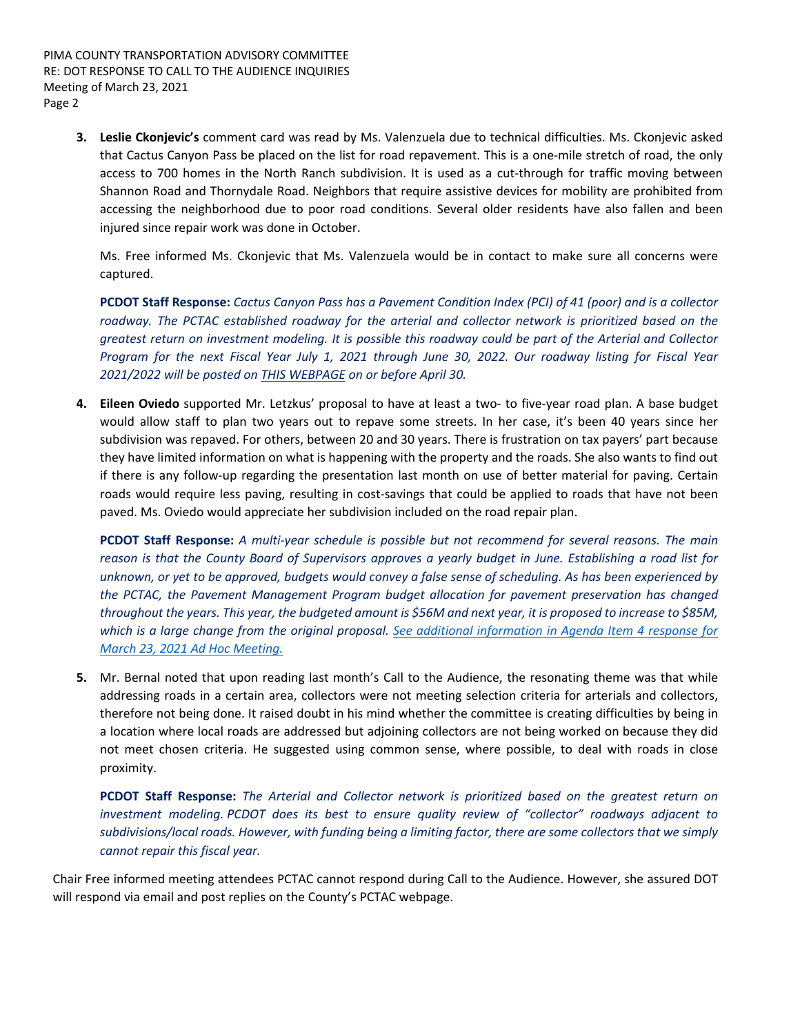3. **Leslie Ckonjevic's** comment card was read by Ms. Valenzuela due to technical difficulties. Ms. Ckonjevic asked that Cactus Canyon Pass be placed on the list for road repavement. This is a one-mile stretch of road, the only access to 700 homes in the North Ranch subdivision. It is used as a cut-through for traffic moving between Shannon Road and Thornydale Road. Neighbors that require assistive devices for mobility are prohibited from accessing the neighborhood due to poor road conditions. Several older residents have also fallen and been injured since repair work was done in October.

   Ms. Free informed Ms. Ckonjevic that Ms. Valenzuela would be in contact to make sure all concerns were captured.

   **PCDOT Staff Response:** *Cactus Canyon Pass has a Pavement Condition Index (PCI) of 41 (poor) and is a collector roadway. The PCTAC established roadway for the arterial and collector network is prioritized based on the greatest return on investment modeling. It is possible this roadway could be part of the Arterial and Collector Program for the next Fiscal Year July 1, 2021 through June 30, 2022. Our roadway listing for Fiscal Year 2021/2022 will be posted on THIS WEBPAGE on or before April 30.*

4. **Eileen Oviedo** supported Mr. Letzkus' proposal to have at least a two- to five-year road plan. A base budget would allow staff to plan two years out to repave some streets. In her case, it's been 40 years since her subdivision was repaved. For others, between 20 and 30 years. There is frustration on tax payers' part because they have limited information on what is happening with the property and the roads. She also wants to find out if there is any follow-up regarding the presentation last month on use of better material for paving. Certain roads would require less paving, resulting in cost-savings that could be applied to roads that have not been paved. Ms. Oviedo would appreciate her subdivision included on the road repair plan.

   **PCDOT Staff Response:** *A multi-year schedule is possible but not recommend for several reasons. The main reason is that the County Board of Supervisors approves a yearly budget in June. Establishing a road list for unknown, or yet to be approved, budgets would convey a false sense of scheduling. As has been experienced by the PCTAC, the Pavement Management Program budget allocation for pavement preservation has changed throughout the years. This year, the budgeted amount is $56M and next year, it is proposed to increase to $85M, which is a large change from the original proposal. See additional information in Agenda Item 4 response for March 23, 2021 Ad Hoc Meeting.*

5. Mr. Bernal noted that upon reading last month's Call to the Audience, the resonating theme was that while addressing roads in a certain area, collectors were not meeting selection criteria for arterials and collectors, therefore not being done. It raised doubt in his mind whether the committee is creating difficulties by being in a location where local roads are addressed but adjoining collectors are not being worked on because they did not meet chosen criteria. He suggested using common sense, where possible, to deal with roads in close proximity.

   **PCDOT Staff Response:** *The Arterial and Collector network is prioritized based on the greatest return on investment modeling. PCDOT does its best to ensure quality review of "collector" roadways adjacent to subdivisions/local roads. However, with funding being a limiting factor, there are some collectors that we simply cannot repair this fiscal year.*

Chair Free informed meeting attendees PCTAC cannot respond during Call to the Audience. However, she assured DOT will respond via email and post replies on the County's PCTAC webpage.